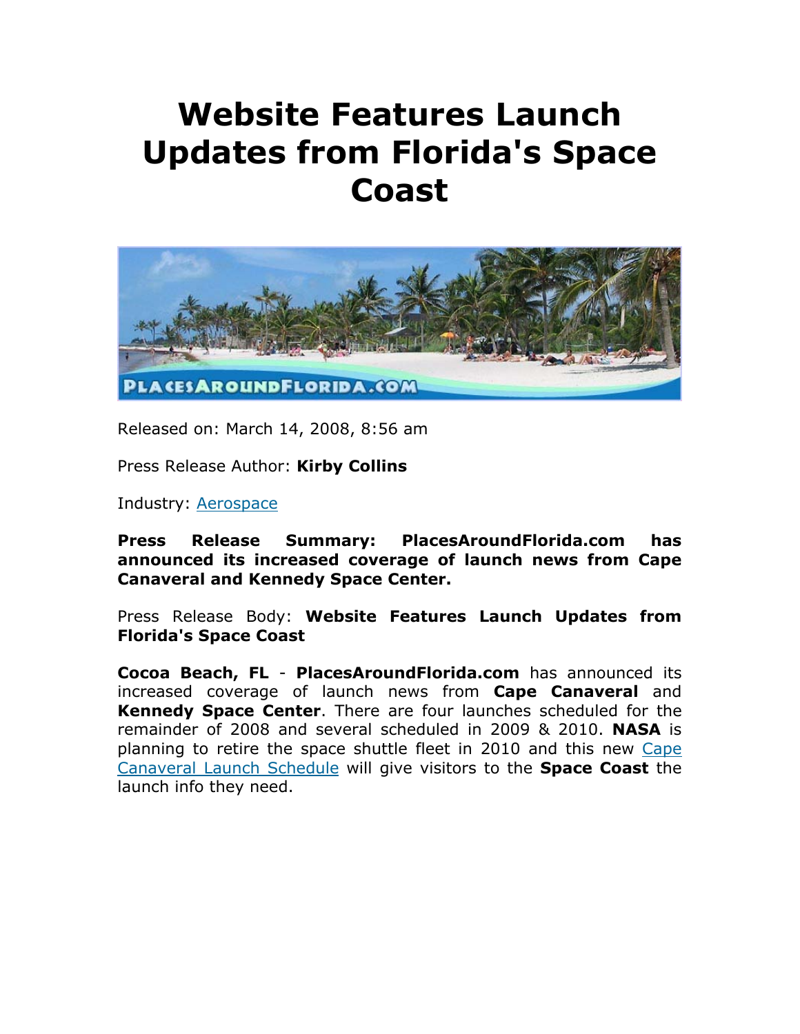# Website Features Launch Updates from Florida's Space Coast

Released on: March 14, 2008, 8:56 am

Press Release Author: **Kirby Collins**

Industry: Aerospace

**Press Release Summary: PlacesAroundFlorida.com has announced its increased coverage of launch news from Cape Canaveral and Kennedy Space Center.**

Press Release Body: **Website Features Launch Updates from Florida's Space Coast**

**Cocoa Beach, FL** - **PlacesAroundFlorida.com** has announced its increased coverage of launch news from **Cape Canaveral** and **Kennedy Space Center**. There are four launches scheduled for the remainder of 2008 and several scheduled in 2009 & 2010. **NASA** is planning to retire the space shuttle fleet in 2010 and this new Cape Canaveral Launch Schedule will give visitors to the **Space Coast** the launch info they need.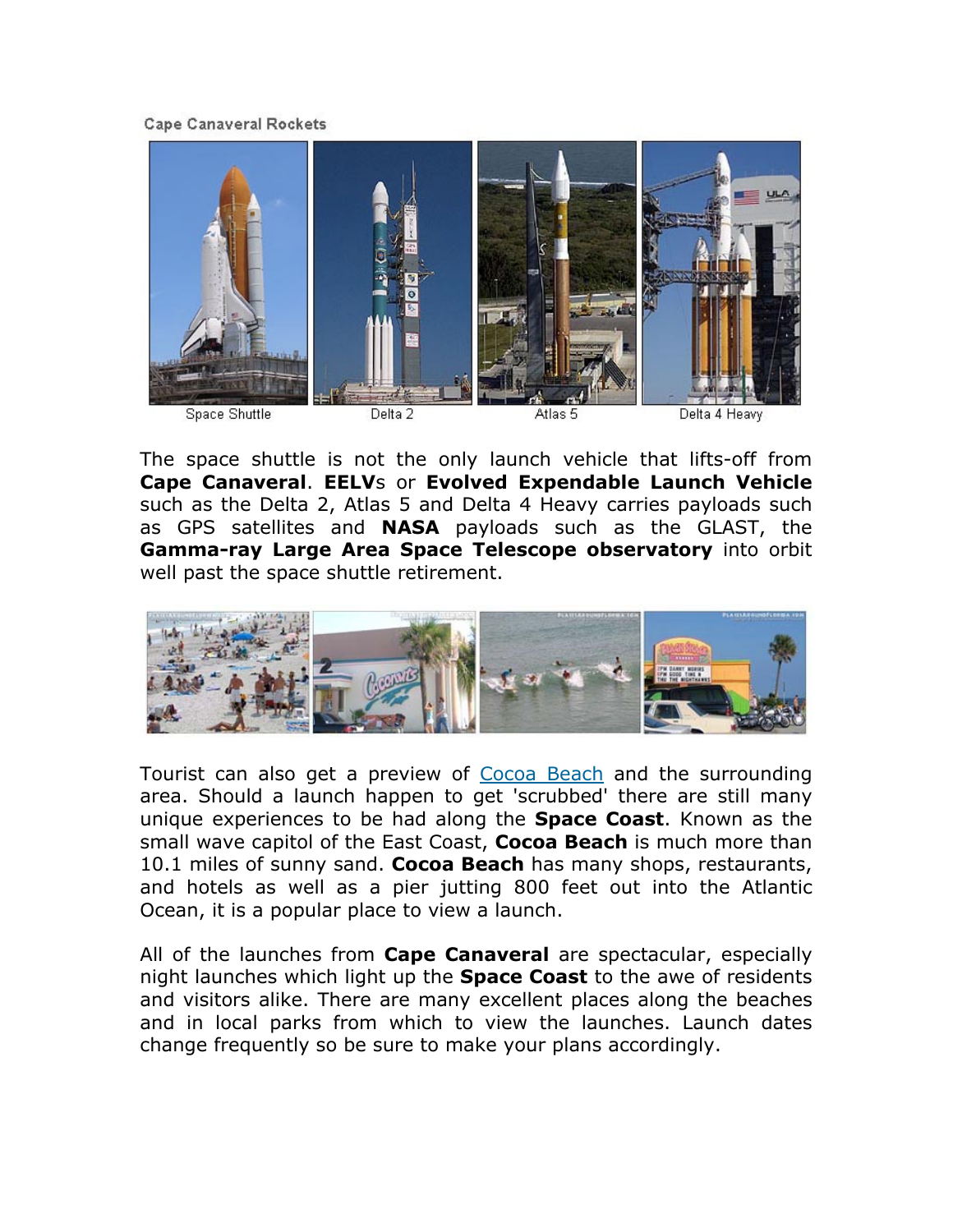Cape Canaveral Rockets

Space Shuttle Delta 2 Atlas 5 Delta 4 Heavy

The space shuttle is not the only launch vehicle that lifts-off from **Cape Canaveral**. **EELV**s or **Evolved Expendable Launch Vehicle** such as the Delta 2, Atlas 5 and Delta 4 Heavy carries payloads such as GPS satellites and **NASA** payloads such as the GLAST, the **Gamma-ray Large Area Space Telescope observatory** into orbit well past the space shuttle retirement.

Tourist can also get a preview of Cocoa Beach and the surrounding area. Should a launch happen to get 'scrubbed' there are still many unique experiences to be had along the **Space Coast**. Known as the small wave capitol of the East Coast, **Cocoa Beach** is much more than 10.1 miles of sunny sand. **Cocoa Beach** has many shops, restaurants, and hotels as well as a pier jutting 800 feet out into the Atlantic Ocean, it is a popular place to view a launch.

All of the launches from **Cape Canaveral** are spectacular, especially night launches which light up the **Space Coast** to the awe of residents and visitors alike. There are many excellent places along the beaches and in local parks from which to view the launches. Launch dates change frequently so be sure to make your plans accordingly.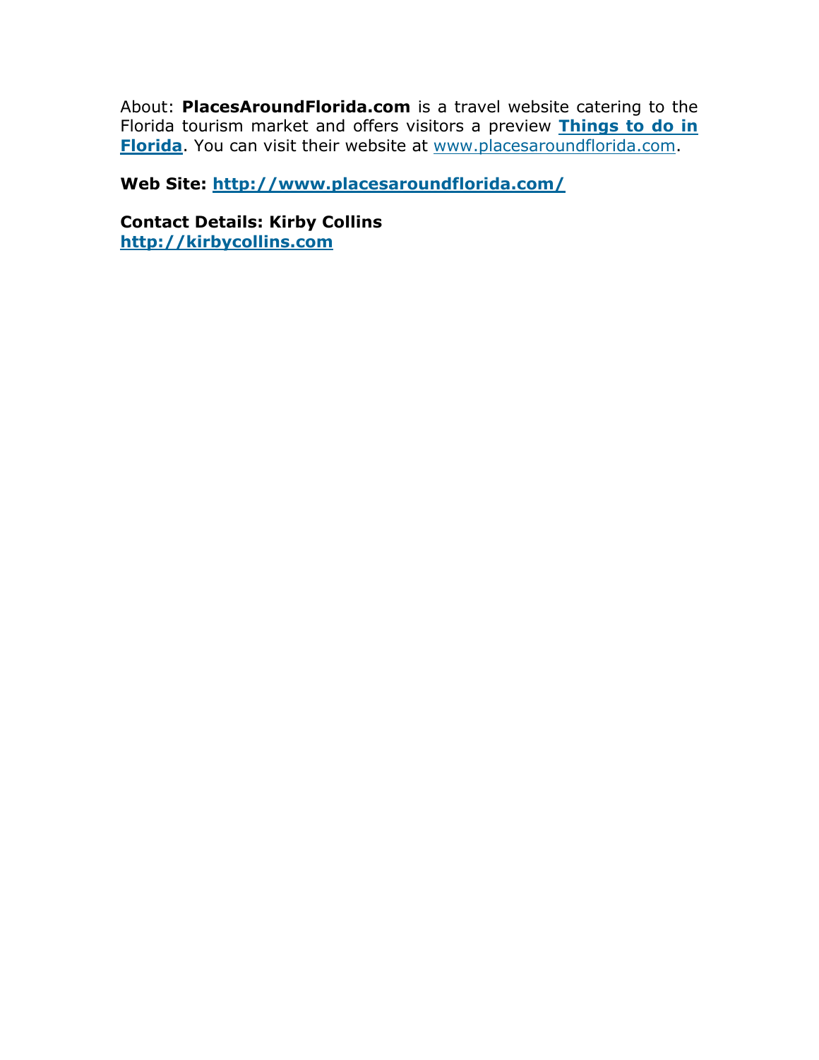About: **PlacesAroundFlorida.com** is a travel website catering to the Florida tourism market and offers visitors a preview **Things to do in Florida**. You can visit their website at www.placesaroundflorida.com.

**Web Site: http://www.placesaroundflorida.com/**

**Contact Details: Kirby Collins**
**http://kirbycollins.com**